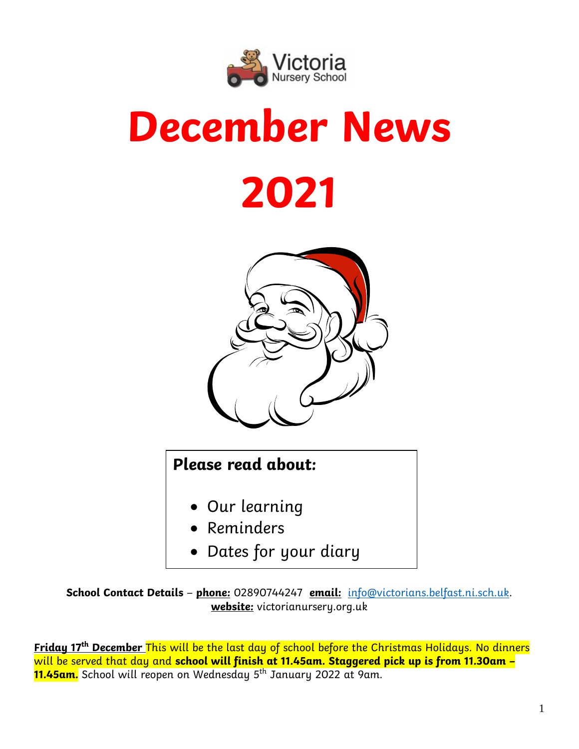Victoria Nursery School

# December News 2021

**Please read about:**

- Our learning
- Reminders
- Dates for your diary

**School Contact Details** – **phone:** 02890744247 **email:** info@victorians.belfast.ni.sch.uk.
**website:** victorianursery.org.uk

**Friday 17th December** This will be the last day of school before the Christmas Holidays. No dinners will be served that day and **school will finish at 11.45am. Staggered pick up is from 11.30am – 11.45am.** School will reopen on Wednesday 5th January 2022 at 9am.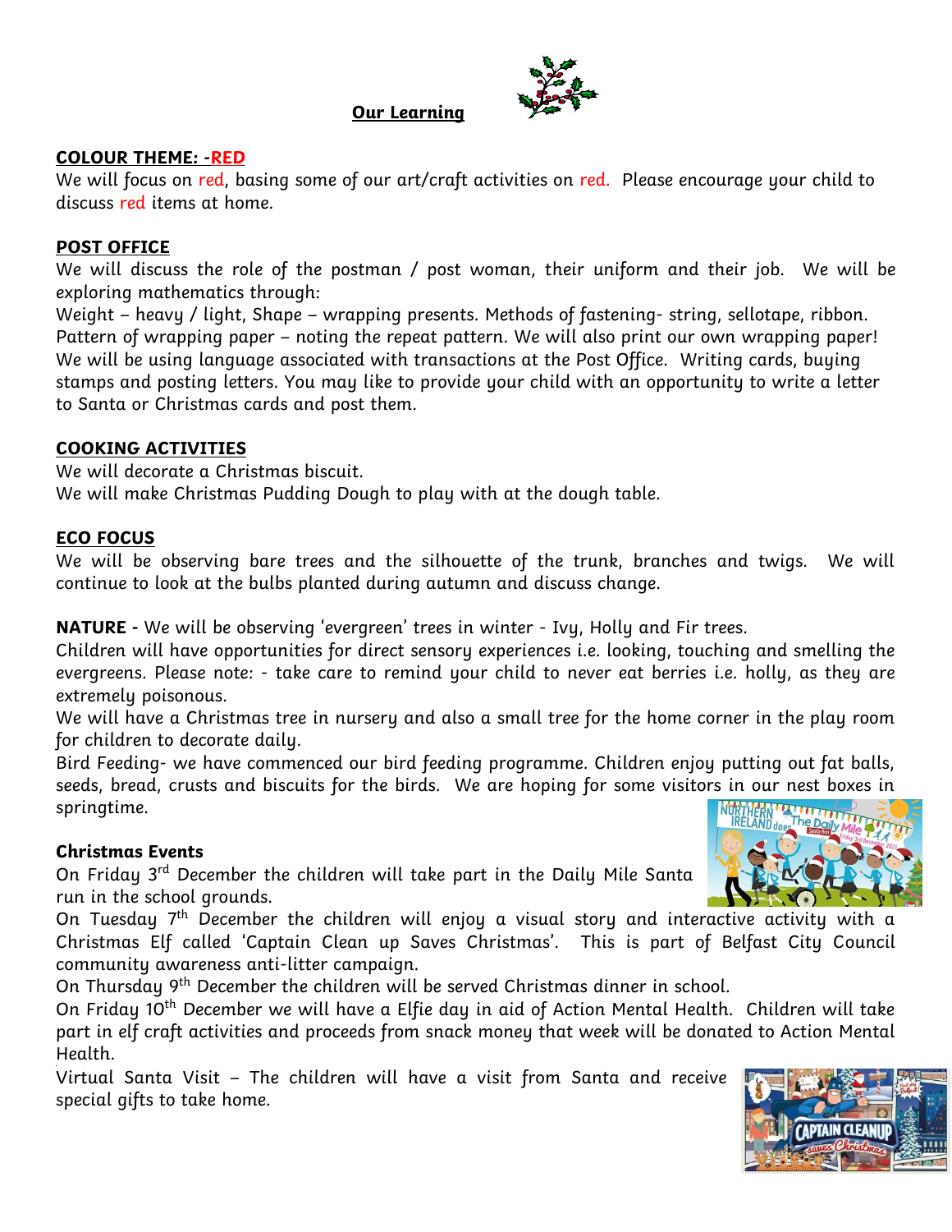# Our Learning

## COLOUR THEME: -RED

We will focus on red, basing some of our art/craft activities on red. Please encourage your child to discuss red items at home.

## POST OFFICE

We will discuss the role of the postman / post woman, their uniform and their job. We will be exploring mathematics through:

Weight – heavy / light, Shape – wrapping presents. Methods of fastening- string, sellotape, ribbon. Pattern of wrapping paper – noting the repeat pattern. We will also print our own wrapping paper! We will be using language associated with transactions at the Post Office. Writing cards, buying stamps and posting letters. You may like to provide your child with an opportunity to write a letter to Santa or Christmas cards and post them.

## COOKING ACTIVITIES

We will decorate a Christmas biscuit.
We will make Christmas Pudding Dough to play with at the dough table.

## ECO FOCUS

We will be observing bare trees and the silhouette of the trunk, branches and twigs. We will continue to look at the bulbs planted during autumn and discuss change.

**NATURE -** We will be observing 'evergreen' trees in winter - Ivy, Holly and Fir trees.
Children will have opportunities for direct sensory experiences i.e. looking, touching and smelling the evergreens. Please note: - take care to remind your child to never eat berries i.e. holly, as they are extremely poisonous.
We will have a Christmas tree in nursery and also a small tree for the home corner in the play room for children to decorate daily.
Bird Feeding- we have commenced our bird feeding programme. Children enjoy putting out fat balls, seeds, bread, crusts and biscuits for the birds. We are hoping for some visitors in our nest boxes in springtime.

### Christmas Events

On Friday 3rd December the children will take part in the Daily Mile Santa run in the school grounds.
On Tuesday 7th December the children will enjoy a visual story and interactive activity with a Christmas Elf called 'Captain Clean up Saves Christmas'. This is part of Belfast City Council community awareness anti-litter campaign.
On Thursday 9th December the children will be served Christmas dinner in school.
On Friday 10th December we will have a Elfie day in aid of Action Mental Health. Children will take part in elf craft activities and proceeds from snack money that week will be donated to Action Mental Health.
Virtual Santa Visit – The children will have a visit from Santa and receive special gifts to take home.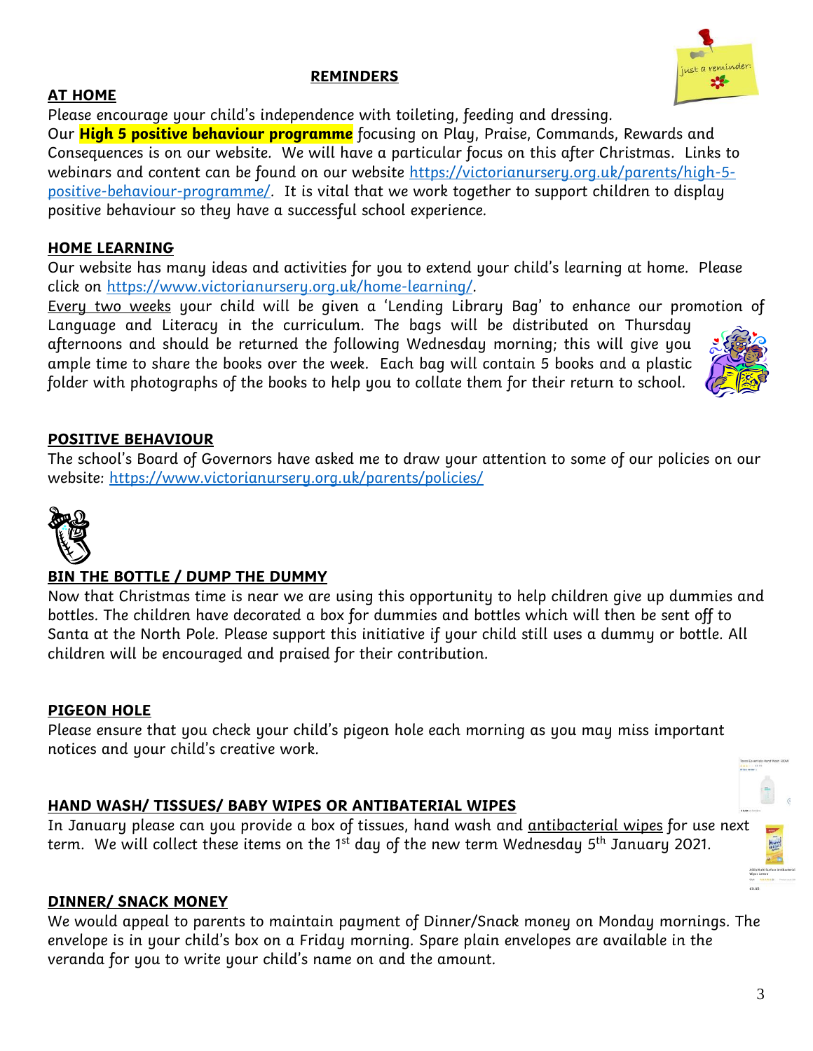## REMINDERS

### AT HOME

Please encourage your child's independence with toileting, feeding and dressing.
Our **High 5 positive behaviour programme** focusing on Play, Praise, Commands, Rewards and Consequences is on our website. We will have a particular focus on this after Christmas. Links to webinars and content can be found on our website https://victorianursery.org.uk/parents/high-5-positive-behaviour-programme/. It is vital that we work together to support children to display positive behaviour so they have a successful school experience.

### HOME LEARNING

Our website has many ideas and activities for you to extend your child's learning at home. Please click on https://www.victorianursery.org.uk/home-learning/.

Every two weeks your child will be given a 'Lending Library Bag' to enhance our promotion of Language and Literacy in the curriculum. The bags will be distributed on Thursday afternoons and should be returned the following Wednesday morning; this will give you ample time to share the books over the week. Each bag will contain 5 books and a plastic folder with photographs of the books to help you to collate them for their return to school.

### POSITIVE BEHAVIOUR

The school's Board of Governors have asked me to draw your attention to some of our policies on our website: https://www.victorianursery.org.uk/parents/policies/

### BIN THE BOTTLE / DUMP THE DUMMY

Now that Christmas time is near we are using this opportunity to help children give up dummies and bottles. The children have decorated a box for dummies and bottles which will then be sent off to Santa at the North Pole. Please support this initiative if your child still uses a dummy or bottle. All children will be encouraged and praised for their contribution.

### PIGEON HOLE

Please ensure that you check your child's pigeon hole each morning as you may miss important notices and your child's creative work.

### HAND WASH/ TISSUES/ BABY WIPES OR ANTIBATERIAL WIPES

In January please can you provide a box of tissues, hand wash and antibacterial wipes for use next term. We will collect these items on the 1st day of the new term Wednesday 5th January 2021.

### DINNER/ SNACK MONEY

We would appeal to parents to maintain payment of Dinner/Snack money on Monday mornings. The envelope is in your child's box on a Friday morning. Spare plain envelopes are available in the veranda for you to write your child's name on and the amount.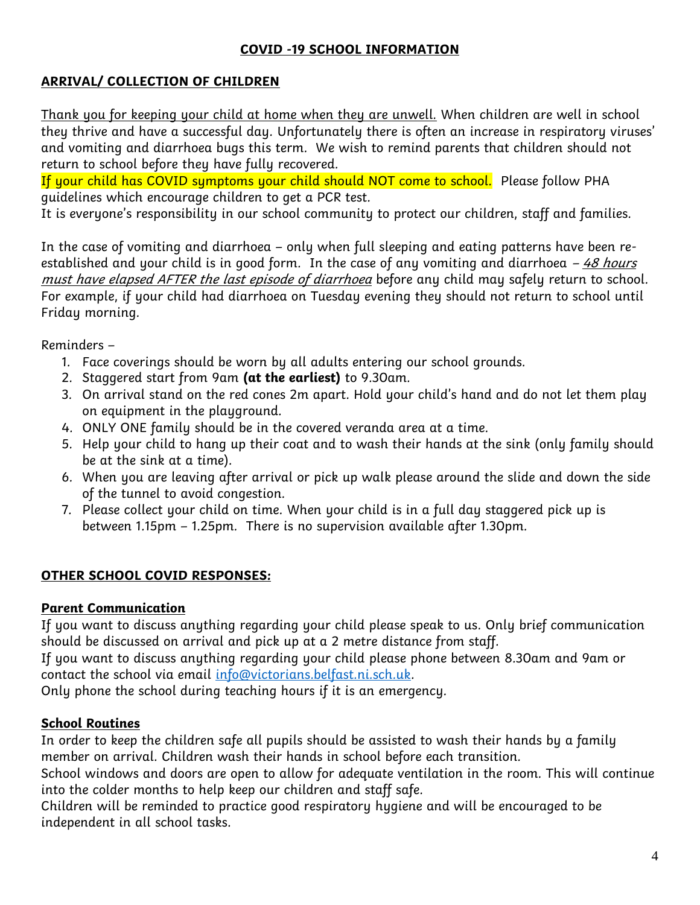# COVID -19 SCHOOL INFORMATION

## ARRIVAL/ COLLECTION OF CHILDREN

Thank you for keeping your child at home when they are unwell. When children are well in school they thrive and have a successful day. Unfortunately there is often an increase in respiratory viruses' and vomiting and diarrhoea bugs this term. We wish to remind parents that children should not return to school before they have fully recovered.

If your child has COVID symptoms your child should NOT come to school. Please follow PHA guidelines which encourage children to get a PCR test.

It is everyone's responsibility in our school community to protect our children, staff and families.

In the case of vomiting and diarrhoea – only when full sleeping and eating patterns have been re-established and your child is in good form. In the case of any vomiting and diarrhoea – *48 hours must have elapsed AFTER the last episode of diarrhoea* before any child may safely return to school. For example, if your child had diarrhoea on Tuesday evening they should not return to school until Friday morning.

Reminders –

1. Face coverings should be worn by all adults entering our school grounds.
2. Staggered start from 9am **(at the earliest)** to 9.30am.
3. On arrival stand on the red cones 2m apart. Hold your child's hand and do not let them play on equipment in the playground.
4. ONLY ONE family should be in the covered veranda area at a time.
5. Help your child to hang up their coat and to wash their hands at the sink (only family should be at the sink at a time).
6. When you are leaving after arrival or pick up walk please around the slide and down the side of the tunnel to avoid congestion.
7. Please collect your child on time. When your child is in a full day staggered pick up is between 1.15pm – 1.25pm. There is no supervision available after 1.30pm.

## OTHER SCHOOL COVID RESPONSES:

### Parent Communication

If you want to discuss anything regarding your child please speak to us. Only brief communication should be discussed on arrival and pick up at a 2 metre distance from staff.

If you want to discuss anything regarding your child please phone between 8.30am and 9am or contact the school via email info@victorians.belfast.ni.sch.uk.

Only phone the school during teaching hours if it is an emergency.

### School Routines

In order to keep the children safe all pupils should be assisted to wash their hands by a family member on arrival. Children wash their hands in school before each transition.

School windows and doors are open to allow for adequate ventilation in the room. This will continue into the colder months to help keep our children and staff safe.

Children will be reminded to practice good respiratory hygiene and will be encouraged to be independent in all school tasks.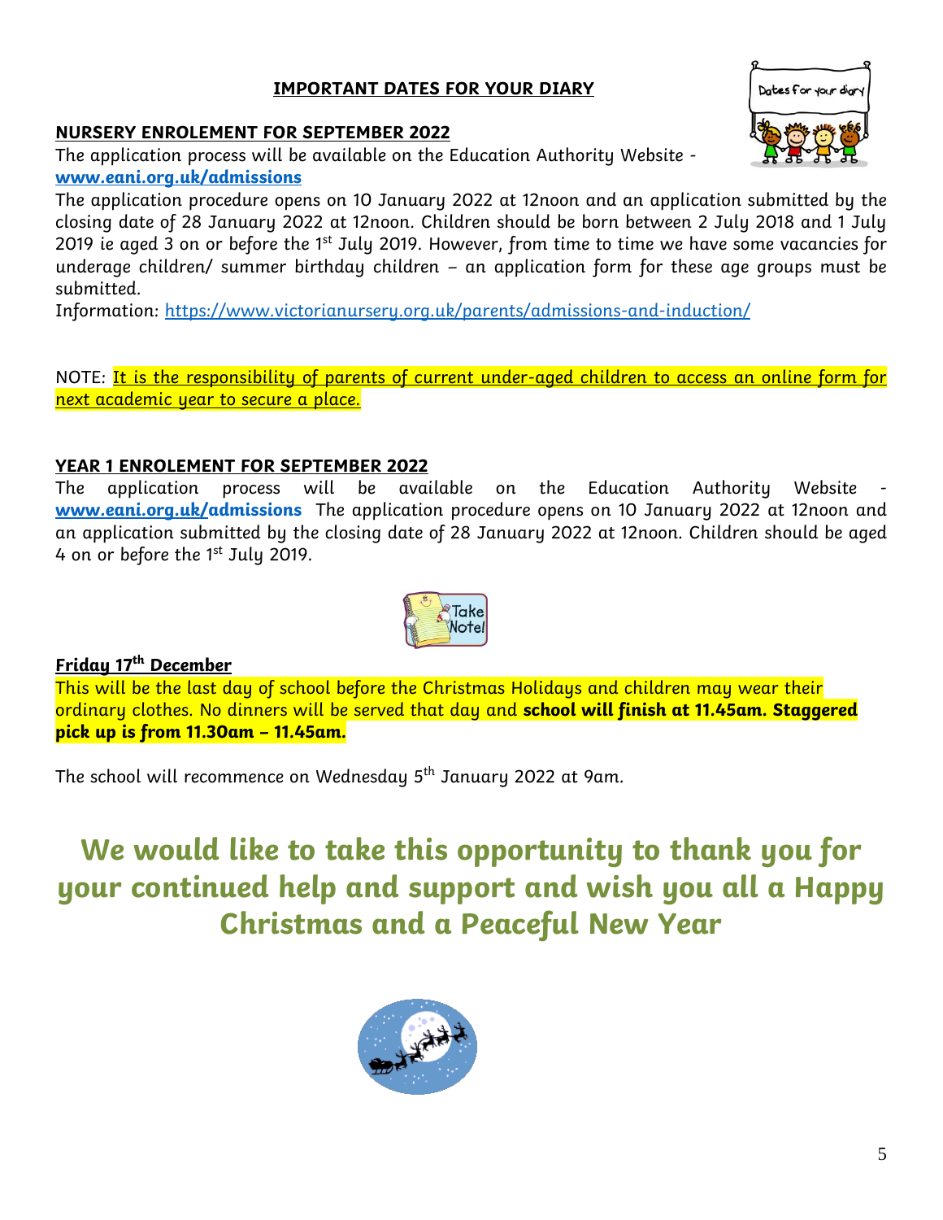## IMPORTANT DATES FOR YOUR DIARY

### NURSERY ENROLEMENT FOR SEPTEMBER 2022

The application process will be available on the Education Authority Website - **www.eani.org.uk/admissions**

The application procedure opens on 10 January 2022 at 12noon and an application submitted by the closing date of 28 January 2022 at 12noon. Children should be born between 2 July 2018 and 1 July 2019 ie aged 3 on or before the 1st July 2019. However, from time to time we have some vacancies for underage children/ summer birthday children – an application form for these age groups must be submitted.

Information: https://www.victorianursery.org.uk/parents/admissions-and-induction/

NOTE: It is the responsibility of parents of current under-aged children to access an online form for next academic year to secure a place.

### YEAR 1 ENROLEMENT FOR SEPTEMBER 2022

The application process will be available on the Education Authority Website - **www.eani.org.uk/admissions** The application procedure opens on 10 January 2022 at 12noon and an application submitted by the closing date of 28 January 2022 at 12noon. Children should be aged 4 on or before the 1st July 2019.

### Friday 17th December

This will be the last day of school before the Christmas Holidays and children may wear their ordinary clothes. No dinners will be served that day and **school will finish at 11.45am. Staggered pick up is from 11.30am – 11.45am.**

The school will recommence on Wednesday 5th January 2022 at 9am.

## We would like to take this opportunity to thank you for your continued help and support and wish you all a Happy Christmas and a Peaceful New Year